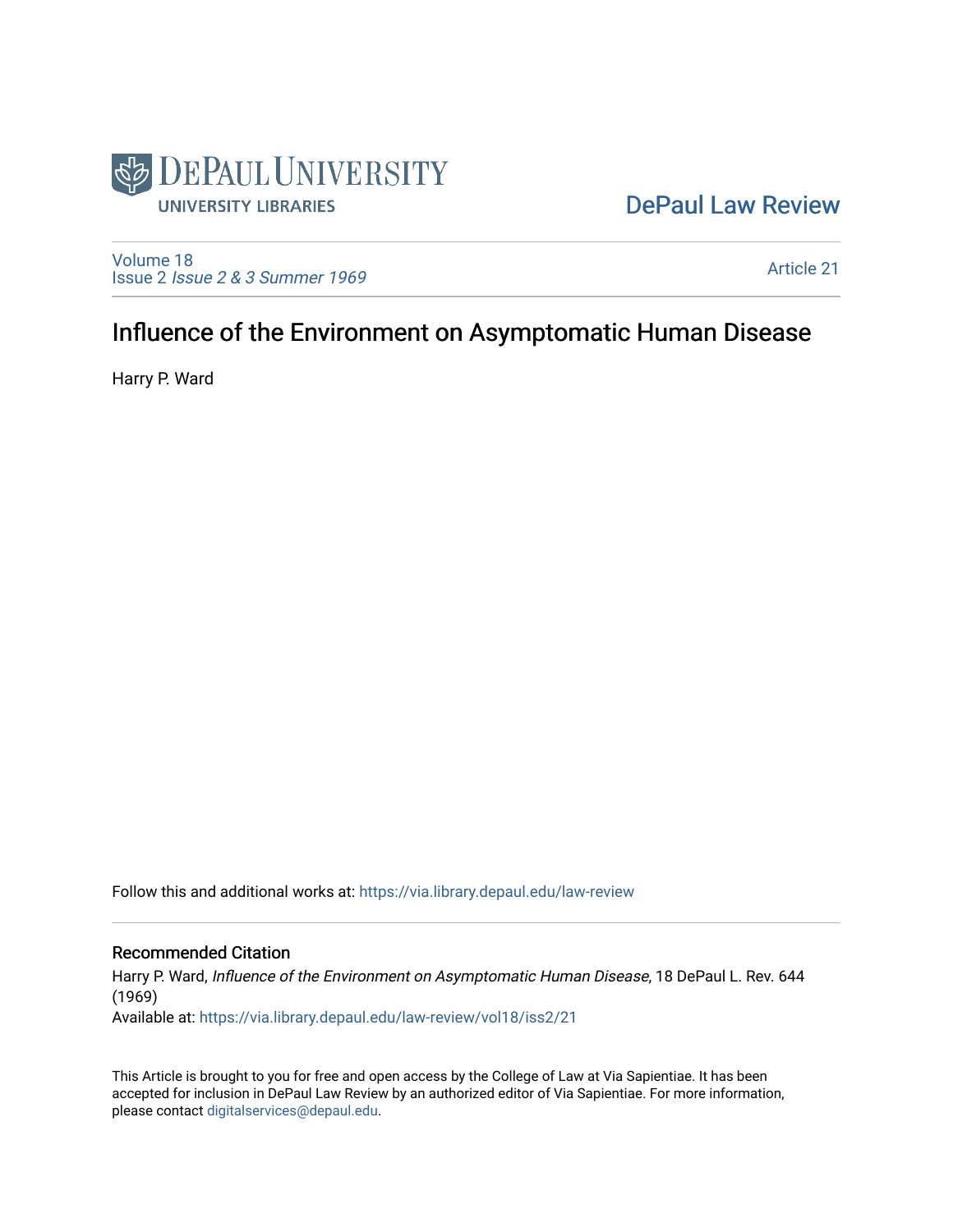DePaul University
UNIVERSITY LIBRARIES

DePaul Law Review

Volume 18
Issue 2 *Issue 2 & 3 Summer 1969*

Article 21

# Influence of the Environment on Asymptomatic Human Disease

Harry P. Ward

Follow this and additional works at: https://via.library.depaul.edu/law-review

## Recommended Citation

Harry P. Ward, *Influence of the Environment on Asymptomatic Human Disease*, 18 DePaul L. Rev. 644 (1969)
Available at: https://via.library.depaul.edu/law-review/vol18/iss2/21

This Article is brought to you for free and open access by the College of Law at Via Sapientiae. It has been accepted for inclusion in DePaul Law Review by an authorized editor of Via Sapientiae. For more information, please contact digitalservices@depaul.edu.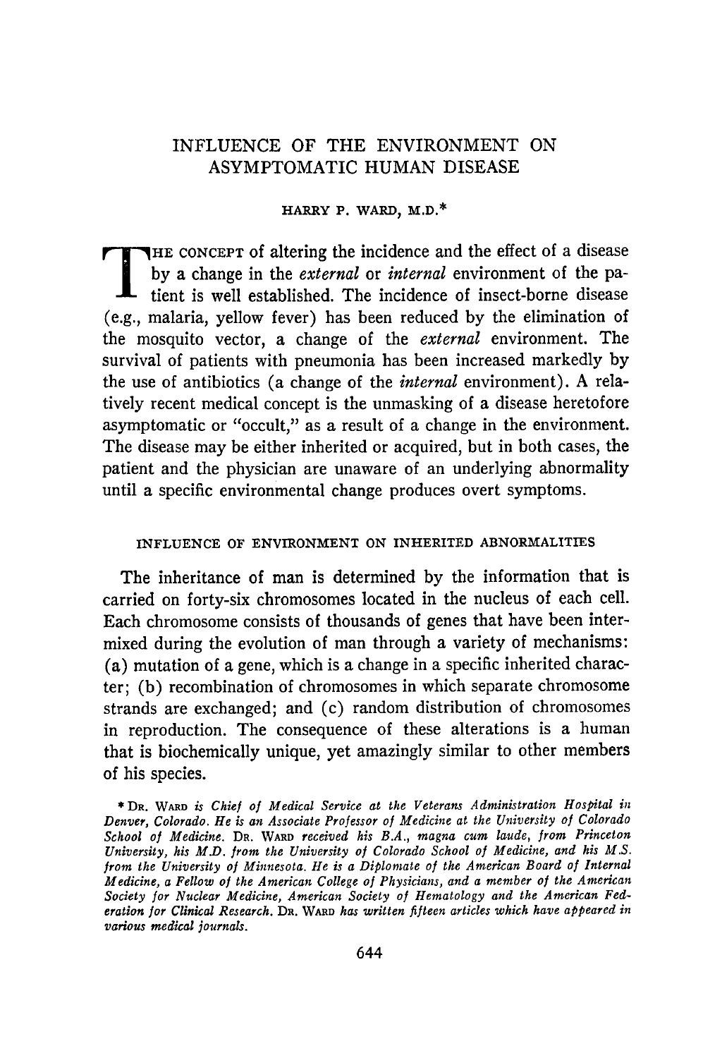# INFLUENCE OF THE ENVIRONMENT ON ASYMPTOMATIC HUMAN DISEASE

HARRY P. WARD, M.D.*

THE CONCEPT of altering the incidence and the effect of a disease by a change in the *external* or *internal* environment of the patient is well established. The incidence of insect-borne disease (e.g., malaria, yellow fever) has been reduced by the elimination of the mosquito vector, a change of the *external* environment. The survival of patients with pneumonia has been increased markedly by the use of antibiotics (a change of the *internal* environment). A relatively recent medical concept is the unmasking of a disease heretofore asymptomatic or "occult," as a result of a change in the environment. The disease may be either inherited or acquired, but in both cases, the patient and the physician are unaware of an underlying abnormality until a specific environmental change produces overt symptoms.

## INFLUENCE OF ENVIRONMENT ON INHERITED ABNORMALITIES

The inheritance of man is determined by the information that is carried on forty-six chromosomes located in the nucleus of each cell. Each chromosome consists of thousands of genes that have been intermixed during the evolution of man through a variety of mechanisms: (a) mutation of a gene, which is a change in a specific inherited character; (b) recombination of chromosomes in which separate chromosome strands are exchanged; and (c) random distribution of chromosomes in reproduction. The consequence of these alterations is a human that is biochemically unique, yet amazingly similar to other members of his species.

*DR. WARD *is Chief of Medical Service at the Veterans Administration Hospital in Denver, Colorado. He is an Associate Professor of Medicine at the University of Colorado School of Medicine.* DR. WARD *received his B.A., magna cum laude, from Princeton University, his M.D. from the University of Colorado School of Medicine, and his M.S. from the University of Minnesota. He is a Diplomate of the American Board of Internal Medicine, a Fellow of the American College of Physicians, and a member of the American Society for Nuclear Medicine, American Society of Hematology and the American Federation for Clinical Research.* DR. WARD *has written fifteen articles which have appeared in various medical journals.*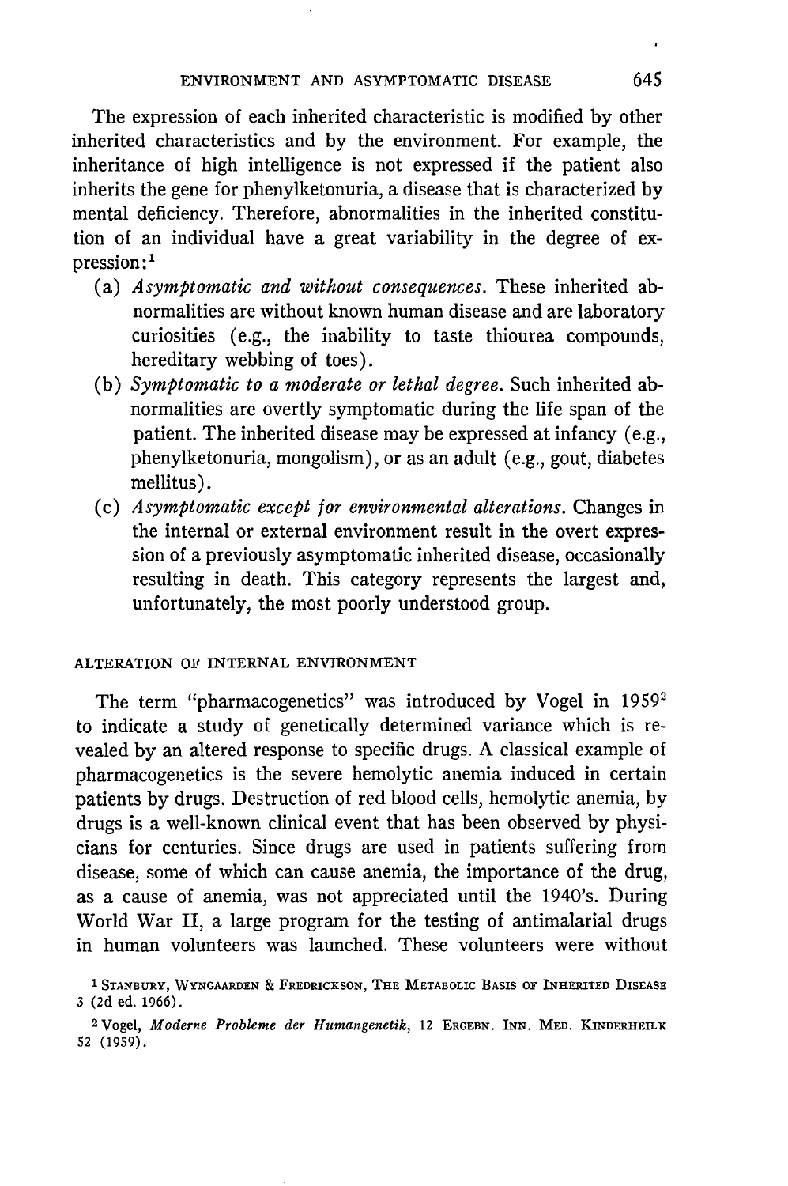The expression of each inherited characteristic is modified by other inherited characteristics and by the environment. For example, the inheritance of high intelligence is not expressed if the patient also inherits the gene for phenylketonuria, a disease that is characterized by mental deficiency. Therefore, abnormalities in the inherited constitution of an individual have a great variability in the degree of expression:[1]

(a) *Asymptomatic and without consequences.* These inherited abnormalities are without known human disease and are laboratory curiosities (e.g., the inability to taste thiourea compounds, hereditary webbing of toes).

(b) *Symptomatic to a moderate or lethal degree.* Such inherited abnormalities are overtly symptomatic during the life span of the patient. The inherited disease may be expressed at infancy (e.g., phenylketonuria, mongolism), or as an adult (e.g., gout, diabetes mellitus).

(c) *Asymptomatic except for environmental alterations.* Changes in the internal or external environment result in the overt expression of a previously asymptomatic inherited disease, occasionally resulting in death. This category represents the largest and, unfortunately, the most poorly understood group.

### ALTERATION OF INTERNAL ENVIRONMENT

The term "pharmacogenetics" was introduced by Vogel in 1959[2] to indicate a study of genetically determined variance which is revealed by an altered response to specific drugs. A classical example of pharmacogenetics is the severe hemolytic anemia induced in certain patients by drugs. Destruction of red blood cells, hemolytic anemia, by drugs is a well-known clinical event that has been observed by physicians for centuries. Since drugs are used in patients suffering from disease, some of which can cause anemia, the importance of the drug, as a cause of anemia, was not appreciated until the 1940's. During World War II, a large program for the testing of antimalarial drugs in human volunteers was launched. These volunteers were without

[1] STANBURY, WYNGAARDEN & FREDRICKSON, THE METABOLIC BASIS OF INHERITED DISEASE 3 (2d ed. 1966).

[2] Vogel, *Moderne Probleme der Humangenetik*, 12 ERGEBN. INN. MED. KINDERHEILK 52 (1959).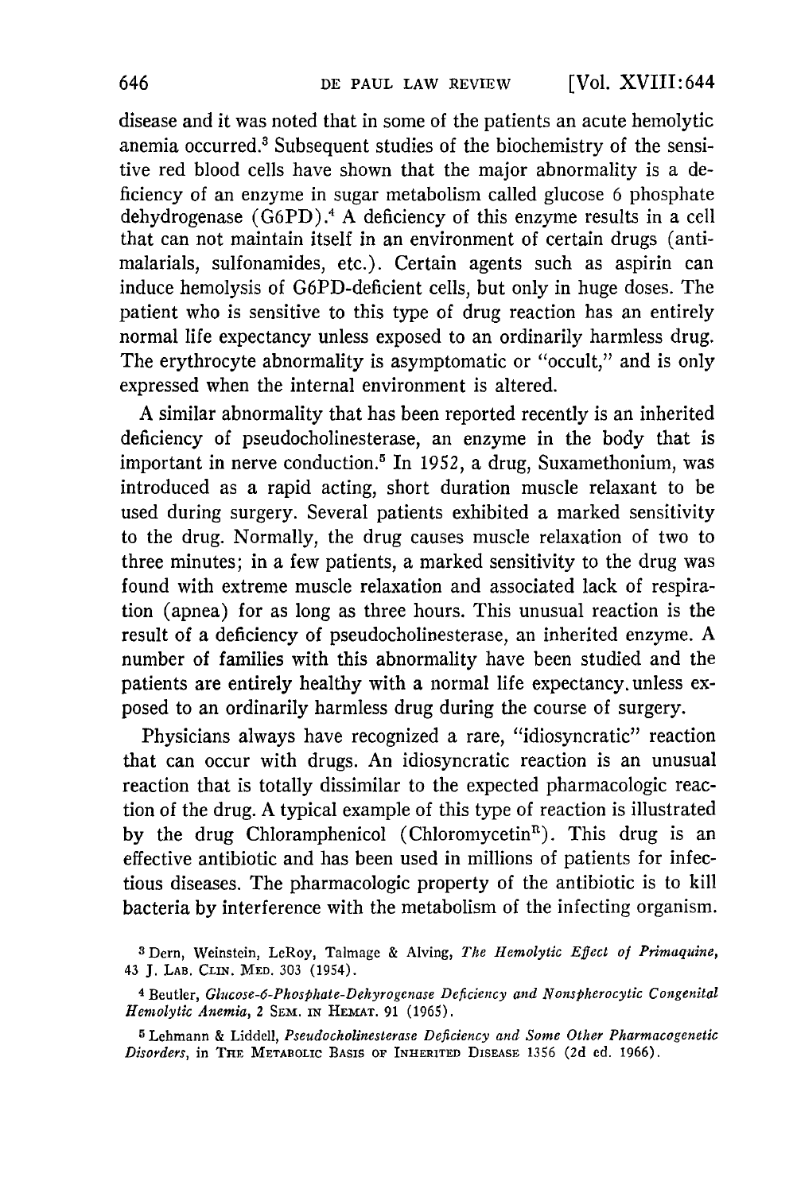disease and it was noted that in some of the patients an acute hemolytic anemia occurred.[3] Subsequent studies of the biochemistry of the sensitive red blood cells have shown that the major abnormality is a deficiency of an enzyme in sugar metabolism called glucose 6 phosphate dehydrogenase (G6PD).[4] A deficiency of this enzyme results in a cell that can not maintain itself in an environment of certain drugs (antimalarials, sulfonamides, etc.). Certain agents such as aspirin can induce hemolysis of G6PD-deficient cells, but only in huge doses. The patient who is sensitive to this type of drug reaction has an entirely normal life expectancy unless exposed to an ordinarily harmless drug. The erythrocyte abnormality is asymptomatic or "occult," and is only expressed when the internal environment is altered.

A similar abnormality that has been reported recently is an inherited deficiency of pseudocholinesterase, an enzyme in the body that is important in nerve conduction.[5] In 1952, a drug, Suxamethonium, was introduced as a rapid acting, short duration muscle relaxant to be used during surgery. Several patients exhibited a marked sensitivity to the drug. Normally, the drug causes muscle relaxation of two to three minutes; in a few patients, a marked sensitivity to the drug was found with extreme muscle relaxation and associated lack of respiration (apnea) for as long as three hours. This unusual reaction is the result of a deficiency of pseudocholinesterase, an inherited enzyme. A number of families with this abnormality have been studied and the patients are entirely healthy with a normal life expectancy unless exposed to an ordinarily harmless drug during the course of surgery.

Physicians always have recognized a rare, "idiosyncratic" reaction that can occur with drugs. An idiosyncratic reaction is an unusual reaction that is totally dissimilar to the expected pharmacologic reaction of the drug. A typical example of this type of reaction is illustrated by the drug Chloramphenicol (Chloromycetin[R]). This drug is an effective antibiotic and has been used in millions of patients for infectious diseases. The pharmacologic property of the antibiotic is to kill bacteria by interference with the metabolism of the infecting organism.

[3] Dern, Weinstein, LeRoy, Talmage & Alving, *The Hemolytic Effect of Primaquine*, 43 J. LAB. CLIN. MED. 303 (1954).

[4] Beutler, *Glucose-6-Phosphate-Dehyrogenase Deficiency and Nonspherocytic Congenital Hemolytic Anemia*, 2 SEM. IN HEMAT. 91 (1965).

[5] Lehmann & Liddell, *Pseudocholinesterase Deficiency and Some Other Pharmacogenetic Disorders*, in THE METABOLIC BASIS OF INHERITED DISEASE 1356 (2d ed. 1966).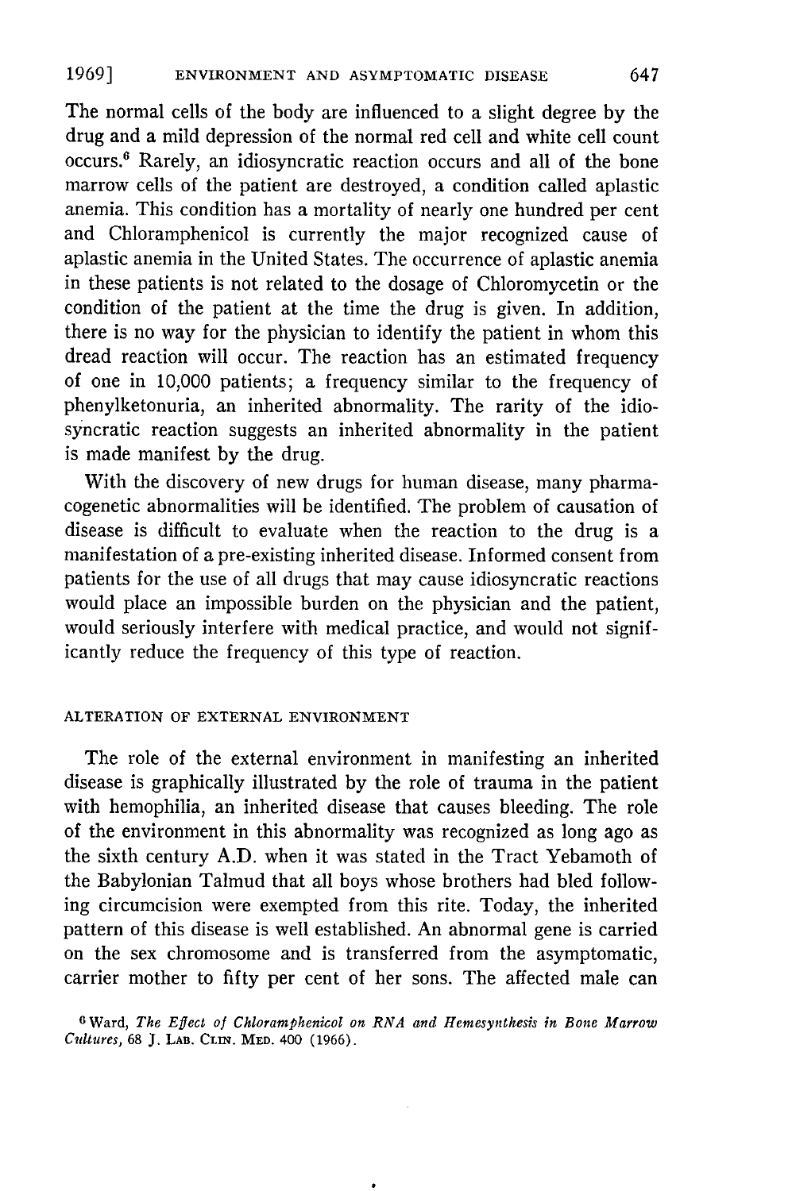The normal cells of the body are influenced to a slight degree by the drug and a mild depression of the normal red cell and white cell count occurs.[6] Rarely, an idiosyncratic reaction occurs and all of the bone marrow cells of the patient are destroyed, a condition called aplastic anemia. This condition has a mortality of nearly one hundred per cent and Chloramphenicol is currently the major recognized cause of aplastic anemia in the United States. The occurrence of aplastic anemia in these patients is not related to the dosage of Chloromycetin or the condition of the patient at the time the drug is given. In addition, there is no way for the physician to identify the patient in whom this dread reaction will occur. The reaction has an estimated frequency of one in 10,000 patients; a frequency similar to the frequency of phenylketonuria, an inherited abnormality. The rarity of the idiosyncratic reaction suggests an inherited abnormality in the patient is made manifest by the drug.

With the discovery of new drugs for human disease, many pharmacogenetic abnormalities will be identified. The problem of causation of disease is difficult to evaluate when the reaction to the drug is a manifestation of a pre-existing inherited disease. Informed consent from patients for the use of all drugs that may cause idiosyncratic reactions would place an impossible burden on the physician and the patient, would seriously interfere with medical practice, and would not significantly reduce the frequency of this type of reaction.

## ALTERATION OF EXTERNAL ENVIRONMENT

The role of the external environment in manifesting an inherited disease is graphically illustrated by the role of trauma in the patient with hemophilia, an inherited disease that causes bleeding. The role of the environment in this abnormality was recognized as long ago as the sixth century A.D. when it was stated in the Tract Yebamoth of the Babylonian Talmud that all boys whose brothers had bled following circumcision were exempted from this rite. Today, the inherited pattern of this disease is well established. An abnormal gene is carried on the sex chromosome and is transferred from the asymptomatic, carrier mother to fifty per cent of her sons. The affected male can

[6] Ward, *The Effect of Chloramphenicol on RNA and Hemesynthesis in Bone Marrow Cultures*, 68 J. LAB. CLIN. MED. 400 (1966).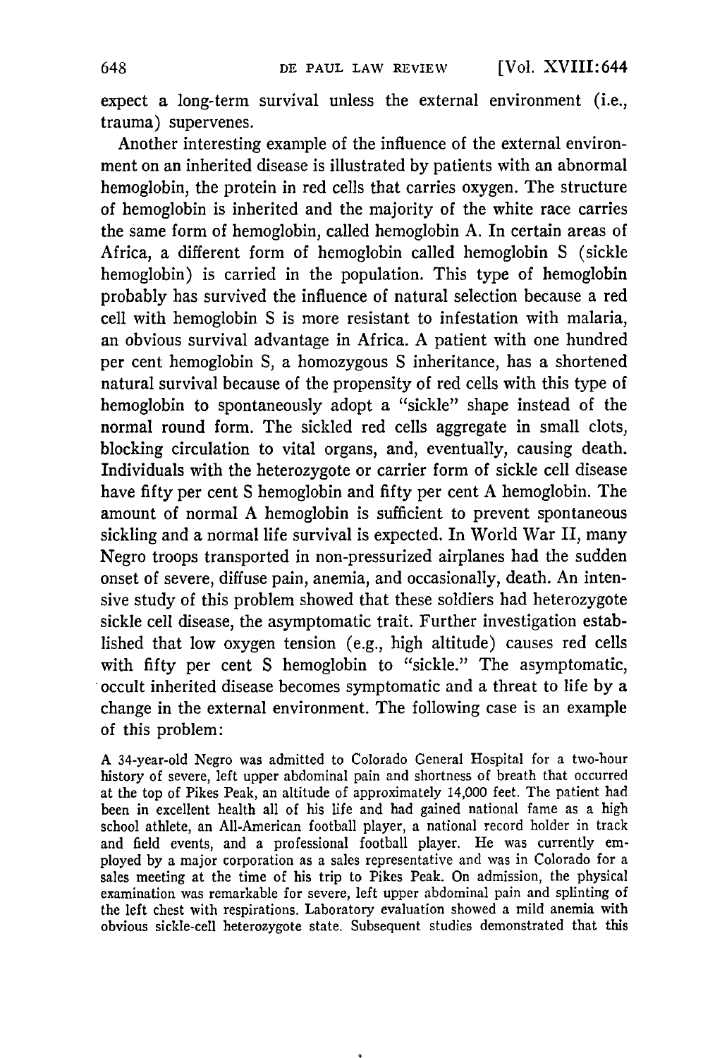expect a long-term survival unless the external environment (i.e., trauma) supervenes.

Another interesting example of the influence of the external environment on an inherited disease is illustrated by patients with an abnormal hemoglobin, the protein in red cells that carries oxygen. The structure of hemoglobin is inherited and the majority of the white race carries the same form of hemoglobin, called hemoglobin A. In certain areas of Africa, a different form of hemoglobin called hemoglobin S (sickle hemoglobin) is carried in the population. This type of hemoglobin probably has survived the influence of natural selection because a red cell with hemoglobin S is more resistant to infestation with malaria, an obvious survival advantage in Africa. A patient with one hundred per cent hemoglobin S, a homozygous S inheritance, has a shortened natural survival because of the propensity of red cells with this type of hemoglobin to spontaneously adopt a "sickle" shape instead of the normal round form. The sickled red cells aggregate in small clots, blocking circulation to vital organs, and, eventually, causing death. Individuals with the heterozygote or carrier form of sickle cell disease have fifty per cent S hemoglobin and fifty per cent A hemoglobin. The amount of normal A hemoglobin is sufficient to prevent spontaneous sickling and a normal life survival is expected. In World War II, many Negro troops transported in non-pressurized airplanes had the sudden onset of severe, diffuse pain, anemia, and occasionally, death. An intensive study of this problem showed that these soldiers had heterozygote sickle cell disease, the asymptomatic trait. Further investigation established that low oxygen tension (e.g., high altitude) causes red cells with fifty per cent S hemoglobin to "sickle." The asymptomatic, occult inherited disease becomes symptomatic and a threat to life by a change in the external environment. The following case is an example of this problem:

A 34-year-old Negro was admitted to Colorado General Hospital for a two-hour history of severe, left upper abdominal pain and shortness of breath that occurred at the top of Pikes Peak, an altitude of approximately 14,000 feet. The patient had been in excellent health all of his life and had gained national fame as a high school athlete, an All-American football player, a national record holder in track and field events, and a professional football player. He was currently employed by a major corporation as a sales representative and was in Colorado for a sales meeting at the time of his trip to Pikes Peak. On admission, the physical examination was remarkable for severe, left upper abdominal pain and splinting of the left chest with respirations. Laboratory evaluation showed a mild anemia with obvious sickle-cell heterozygote state. Subsequent studies demonstrated that this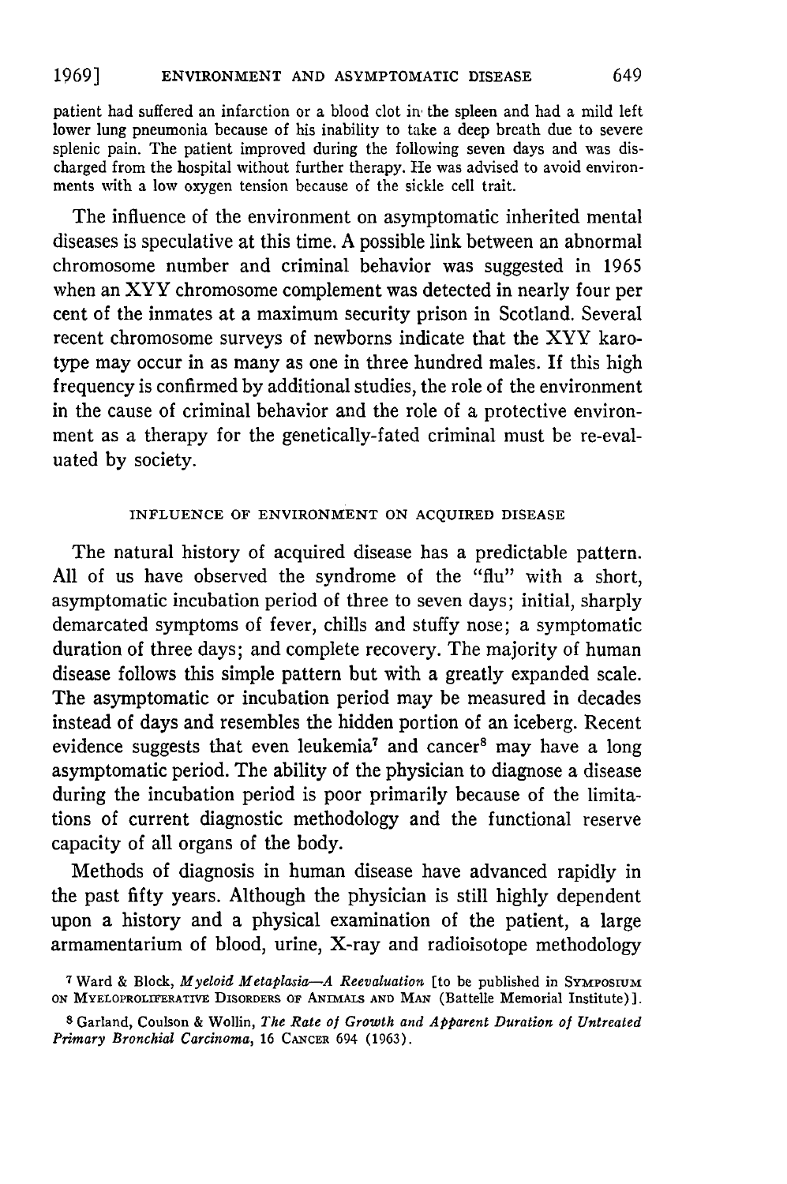patient had suffered an infarction or a blood clot in the spleen and had a mild left lower lung pneumonia because of his inability to take a deep breath due to severe splenic pain. The patient improved during the following seven days and was discharged from the hospital without further therapy. He was advised to avoid environments with a low oxygen tension because of the sickle cell trait.

The influence of the environment on asymptomatic inherited mental diseases is speculative at this time. A possible link between an abnormal chromosome number and criminal behavior was suggested in 1965 when an XYY chromosome complement was detected in nearly four per cent of the inmates at a maximum security prison in Scotland. Several recent chromosome surveys of newborns indicate that the XYY karotype may occur in as many as one in three hundred males. If this high frequency is confirmed by additional studies, the role of the environment in the cause of criminal behavior and the role of a protective environment as a therapy for the genetically-fated criminal must be re-evaluated by society.

## INFLUENCE OF ENVIRONMENT ON ACQUIRED DISEASE

The natural history of acquired disease has a predictable pattern. All of us have observed the syndrome of the "flu" with a short, asymptomatic incubation period of three to seven days; initial, sharply demarcated symptoms of fever, chills and stuffy nose; a symptomatic duration of three days; and complete recovery. The majority of human disease follows this simple pattern but with a greatly expanded scale. The asymptomatic or incubation period may be measured in decades instead of days and resembles the hidden portion of an iceberg. Recent evidence suggests that even leukemia[7] and cancer[8] may have a long asymptomatic period. The ability of the physician to diagnose a disease during the incubation period is poor primarily because of the limitations of current diagnostic methodology and the functional reserve capacity of all organs of the body.

Methods of diagnosis in human disease have advanced rapidly in the past fifty years. Although the physician is still highly dependent upon a history and a physical examination of the patient, a large armamentarium of blood, urine, X-ray and radioisotope methodology

[7] Ward & Block, *Myeloid Metaplasia—A Reevaluation* [to be published in SYMPOSIUM ON MYELOPROLIFERATIVE DISORDERS OF ANIMALS AND MAN (Battelle Memorial Institute)].

[8] Garland, Coulson & Wollin, *The Rate of Growth and Apparent Duration of Untreated Primary Bronchial Carcinoma*, 16 CANCER 694 (1963).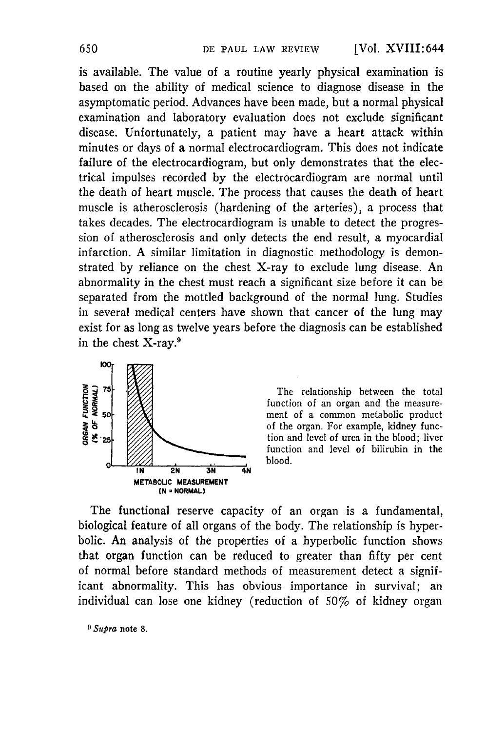is available. The value of a routine yearly physical examination is based on the ability of medical science to diagnose disease in the asymptomatic period. Advances have been made, but a normal physical examination and laboratory evaluation does not exclude significant disease. Unfortunately, a patient may have a heart attack within minutes or days of a normal electrocardiogram. This does not indicate failure of the electrocardiogram, but only demonstrates that the electrical impulses recorded by the electrocardiogram are normal until the death of heart muscle. The process that causes the death of heart muscle is atherosclerosis (hardening of the arteries), a process that takes decades. The electrocardiogram is unable to detect the progression of atherosclerosis and only detects the end result, a myocardial infarction. A similar limitation in diagnostic methodology is demonstrated by reliance on the chest X-ray to exclude lung disease. An abnormality in the chest must reach a significant size before it can be separated from the mottled background of the normal lung. Studies in several medical centers have shown that cancer of the lung may exist for as long as twelve years before the diagnosis can be established in the chest X-ray.[9]

ORGAN FUNCTION (% OF NORMAL)

100
75
50
25
0

1N 2N 3N 4N

METABOLIC MEASUREMENT (N = NORMAL)

The relationship between the total function of an organ and the measurement of a common metabolic product of the organ. For example, kidney function and level of urea in the blood; liver function and level of bilirubin in the blood.

The functional reserve capacity of an organ is a fundamental, biological feature of all organs of the body. The relationship is hyperbolic. An analysis of the properties of a hyperbolic function shows that organ function can be reduced to greater than fifty per cent of normal before standard methods of measurement detect a significant abnormality. This has obvious importance in survival; an individual can lose one kidney (reduction of 50% of kidney organ

[9] *Supra* note 8.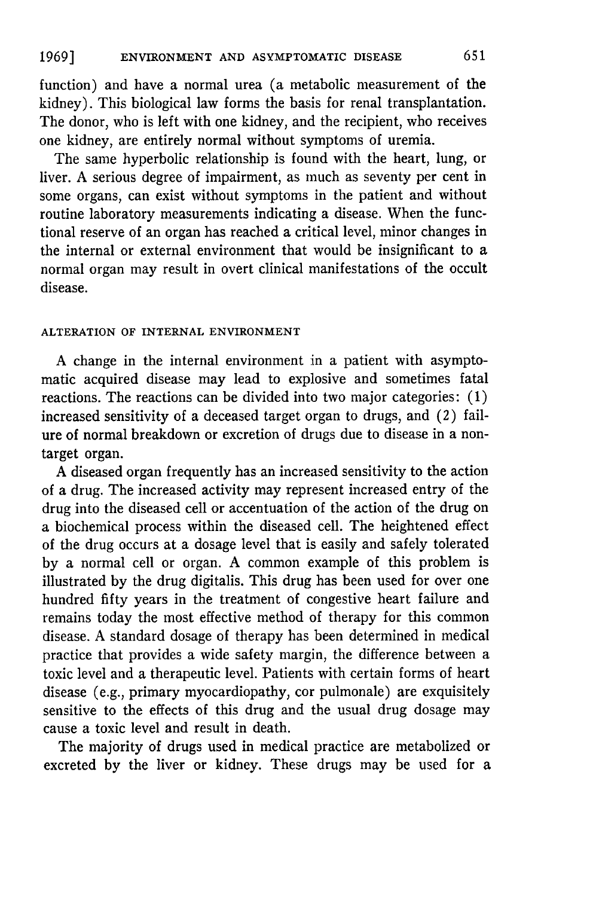function) and have a normal urea (a metabolic measurement of the kidney). This biological law forms the basis for renal transplantation. The donor, who is left with one kidney, and the recipient, who receives one kidney, are entirely normal without symptoms of uremia.

The same hyperbolic relationship is found with the heart, lung, or liver. A serious degree of impairment, as much as seventy per cent in some organs, can exist without symptoms in the patient and without routine laboratory measurements indicating a disease. When the functional reserve of an organ has reached a critical level, minor changes in the internal or external environment that would be insignificant to a normal organ may result in overt clinical manifestations of the occult disease.

### ALTERATION OF INTERNAL ENVIRONMENT

A change in the internal environment in a patient with asymptomatic acquired disease may lead to explosive and sometimes fatal reactions. The reactions can be divided into two major categories: (1) increased sensitivity of a deceased target organ to drugs, and (2) failure of normal breakdown or excretion of drugs due to disease in a non-target organ.

A diseased organ frequently has an increased sensitivity to the action of a drug. The increased activity may represent increased entry of the drug into the diseased cell or accentuation of the action of the drug on a biochemical process within the diseased cell. The heightened effect of the drug occurs at a dosage level that is easily and safely tolerated by a normal cell or organ. A common example of this problem is illustrated by the drug digitalis. This drug has been used for over one hundred fifty years in the treatment of congestive heart failure and remains today the most effective method of therapy for this common disease. A standard dosage of therapy has been determined in medical practice that provides a wide safety margin, the difference between a toxic level and a therapeutic level. Patients with certain forms of heart disease (e.g., primary myocardiopathy, cor pulmonale) are exquisitely sensitive to the effects of this drug and the usual drug dosage may cause a toxic level and result in death.

The majority of drugs used in medical practice are metabolized or excreted by the liver or kidney. These drugs may be used for a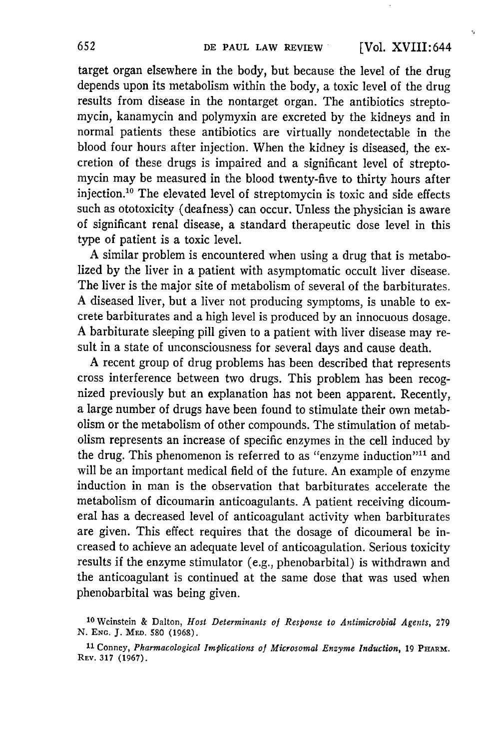target organ elsewhere in the body, but because the level of the drug depends upon its metabolism within the body, a toxic level of the drug results from disease in the nontarget organ. The antibiotics streptomycin, kanamycin and polymyxin are excreted by the kidneys and in normal patients these antibiotics are virtually nondetectable in the blood four hours after injection. When the kidney is diseased, the excretion of these drugs is impaired and a significant level of streptomycin may be measured in the blood twenty-five to thirty hours after injection.[10] The elevated level of streptomycin is toxic and side effects such as ototoxicity (deafness) can occur. Unless the physician is aware of significant renal disease, a standard therapeutic dose level in this type of patient is a toxic level.

A similar problem is encountered when using a drug that is metabolized by the liver in a patient with asymptomatic occult liver disease. The liver is the major site of metabolism of several of the barbiturates. A diseased liver, but a liver not producing symptoms, is unable to excrete barbiturates and a high level is produced by an innocuous dosage. A barbiturate sleeping pill given to a patient with liver disease may result in a state of unconsciousness for several days and cause death.

A recent group of drug problems has been described that represents cross interference between two drugs. This problem has been recognized previously but an explanation has not been apparent. Recently, a large number of drugs have been found to stimulate their own metabolism or the metabolism of other compounds. The stimulation of metabolism represents an increase of specific enzymes in the cell induced by the drug. This phenomenon is referred to as "enzyme induction"[11] and will be an important medical field of the future. An example of enzyme induction in man is the observation that barbiturates accelerate the metabolism of dicoumarin anticoagulants. A patient receiving dicoumeral has a decreased level of anticoagulant activity when barbiturates are given. This effect requires that the dosage of dicoumeral be increased to achieve an adequate level of anticoagulation. Serious toxicity results if the enzyme stimulator (e.g., phenobarbital) is withdrawn and the anticoagulant is continued at the same dose that was used when phenobarbital was being given.

---

[10] Weinstein & Dalton, *Host Determinants of Response to Antimicrobial Agents*, 279 N. ENG. J. MED. 580 (1968).

[11] Conney, *Pharmacological Implications of Microsomal Enzyme Induction*, 19 PHARM. REV. 317 (1967).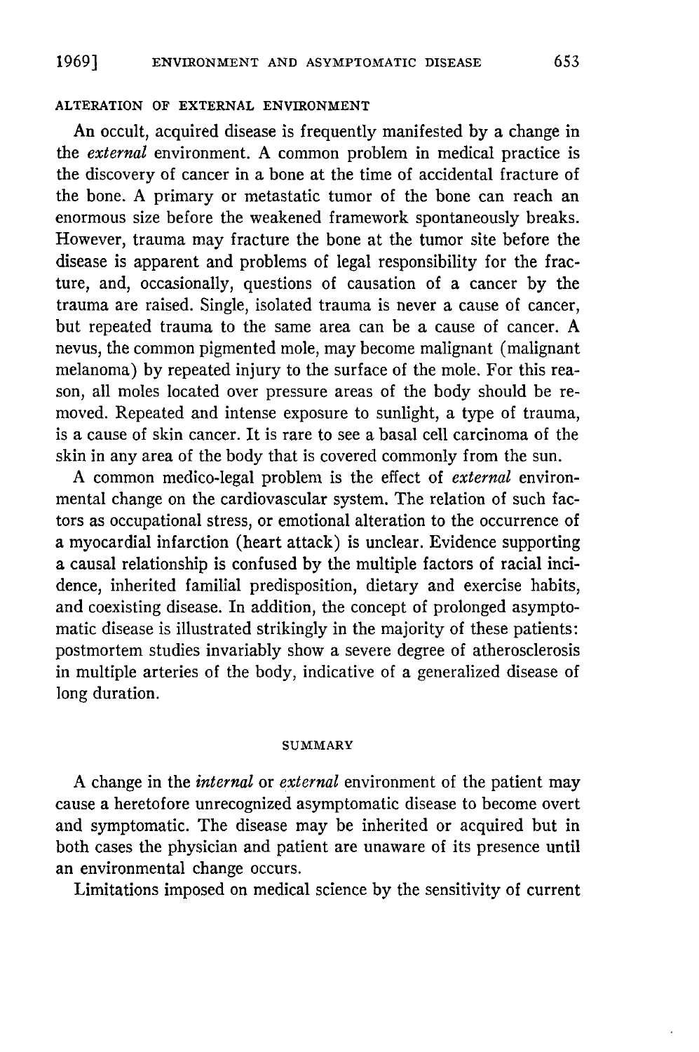### ALTERATION OF EXTERNAL ENVIRONMENT

An occult, acquired disease is frequently manifested by a change in the *external* environment. A common problem in medical practice is the discovery of cancer in a bone at the time of accidental fracture of the bone. A primary or metastatic tumor of the bone can reach an enormous size before the weakened framework spontaneously breaks. However, trauma may fracture the bone at the tumor site before the disease is apparent and problems of legal responsibility for the fracture, and, occasionally, questions of causation of a cancer by the trauma are raised. Single, isolated trauma is never a cause of cancer, but repeated trauma to the same area can be a cause of cancer. A nevus, the common pigmented mole, may become malignant (malignant melanoma) by repeated injury to the surface of the mole. For this reason, all moles located over pressure areas of the body should be removed. Repeated and intense exposure to sunlight, a type of trauma, is a cause of skin cancer. It is rare to see a basal cell carcinoma of the skin in any area of the body that is covered commonly from the sun.

A common medico-legal problem is the effect of *external* environmental change on the cardiovascular system. The relation of such factors as occupational stress, or emotional alteration to the occurrence of a myocardial infarction (heart attack) is unclear. Evidence supporting a causal relationship is confused by the multiple factors of racial incidence, inherited familial predisposition, dietary and exercise habits, and coexisting disease. In addition, the concept of prolonged asymptomatic disease is illustrated strikingly in the majority of these patients: postmortem studies invariably show a severe degree of atherosclerosis in multiple arteries of the body, indicative of a generalized disease of long duration.

## SUMMARY

A change in the *internal* or *external* environment of the patient may cause a heretofore unrecognized asymptomatic disease to become overt and symptomatic. The disease may be inherited or acquired but in both cases the physician and patient are unaware of its presence until an environmental change occurs.

Limitations imposed on medical science by the sensitivity of current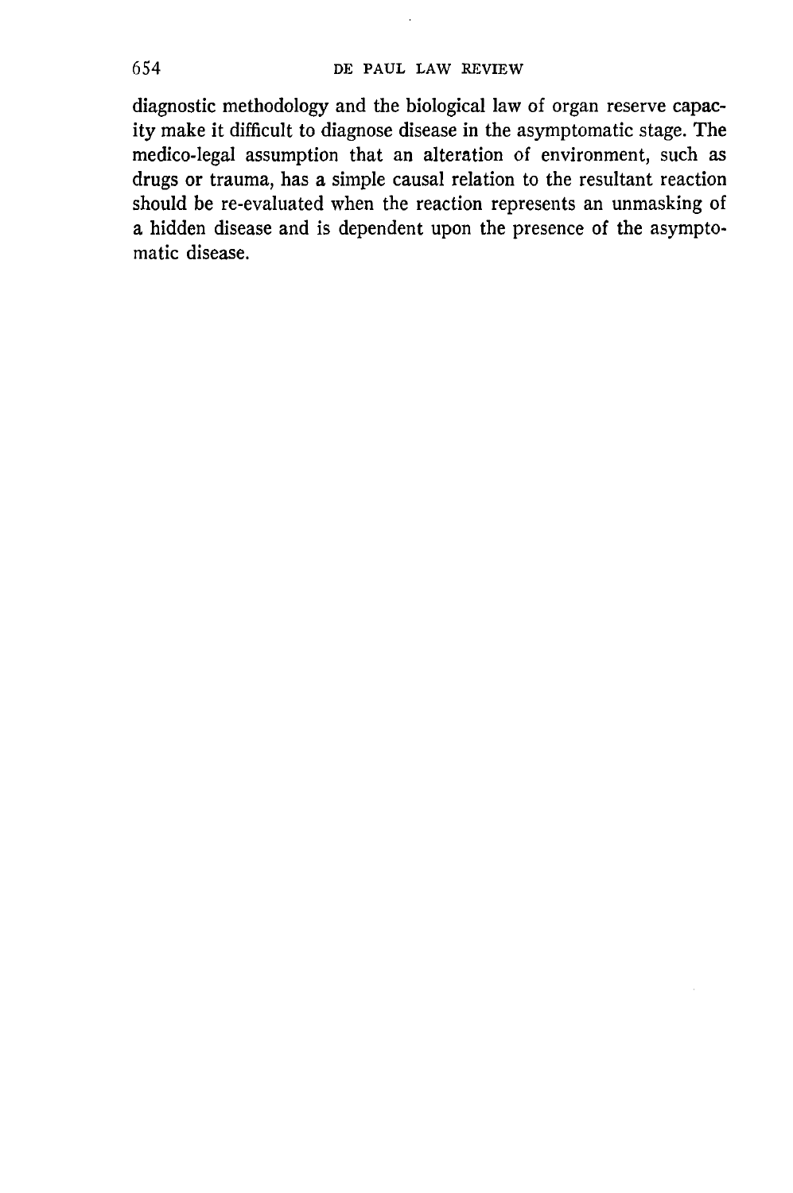diagnostic methodology and the biological law of organ reserve capacity make it difficult to diagnose disease in the asymptomatic stage. The medico-legal assumption that an alteration of environment, such as drugs or trauma, has a simple causal relation to the resultant reaction should be re-evaluated when the reaction represents an unmasking of a hidden disease and is dependent upon the presence of the asymptomatic disease.